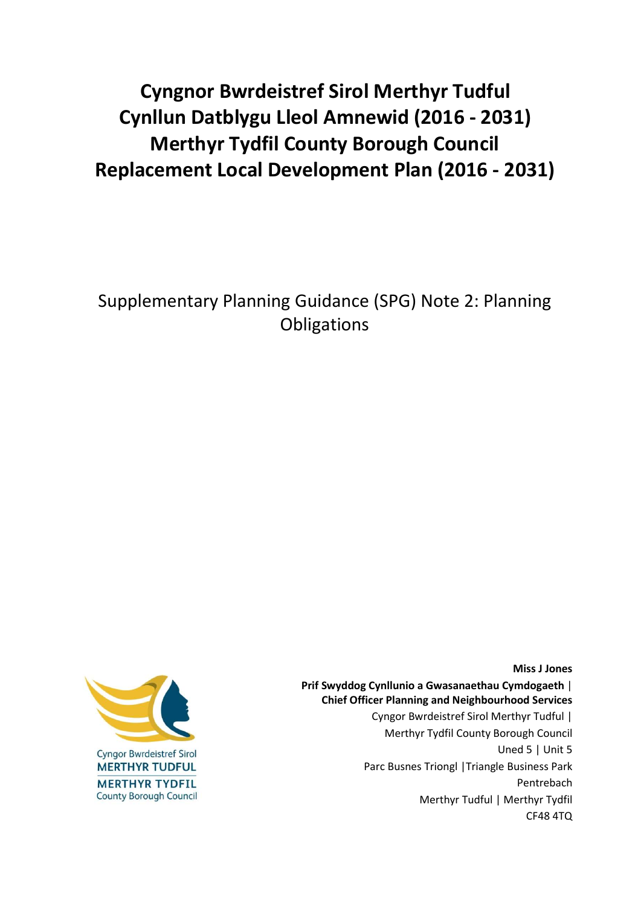# Cyngnor Bwrdeistref Sirol Merthyr Tudful
# Cynllun Datblygu Lleol Amnewid (2016 - 2031)
# Merthyr Tydfil County Borough Council
# Replacement Local Development Plan (2016 - 2031)

## Supplementary Planning Guidance (SPG) Note 2: Planning Obligations

Cyngor Bwrdeistref Sirol
MERTHYR TUDFUL
MERTHYR TYDFIL
County Borough Council

**Miss J Jones**
**Prif Swyddog Cynllunio a Gwasanaethau Cymdogaeth | Chief Officer Planning and Neighbourhood Services**
Cyngor Bwrdeistref Sirol Merthyr Tudful | Merthyr Tydfil County Borough Council
Uned 5 | Unit 5
Parc Busnes Triongl | Triangle Business Park
Pentrebach
Merthyr Tudful | Merthyr Tydfil
CF48 4TQ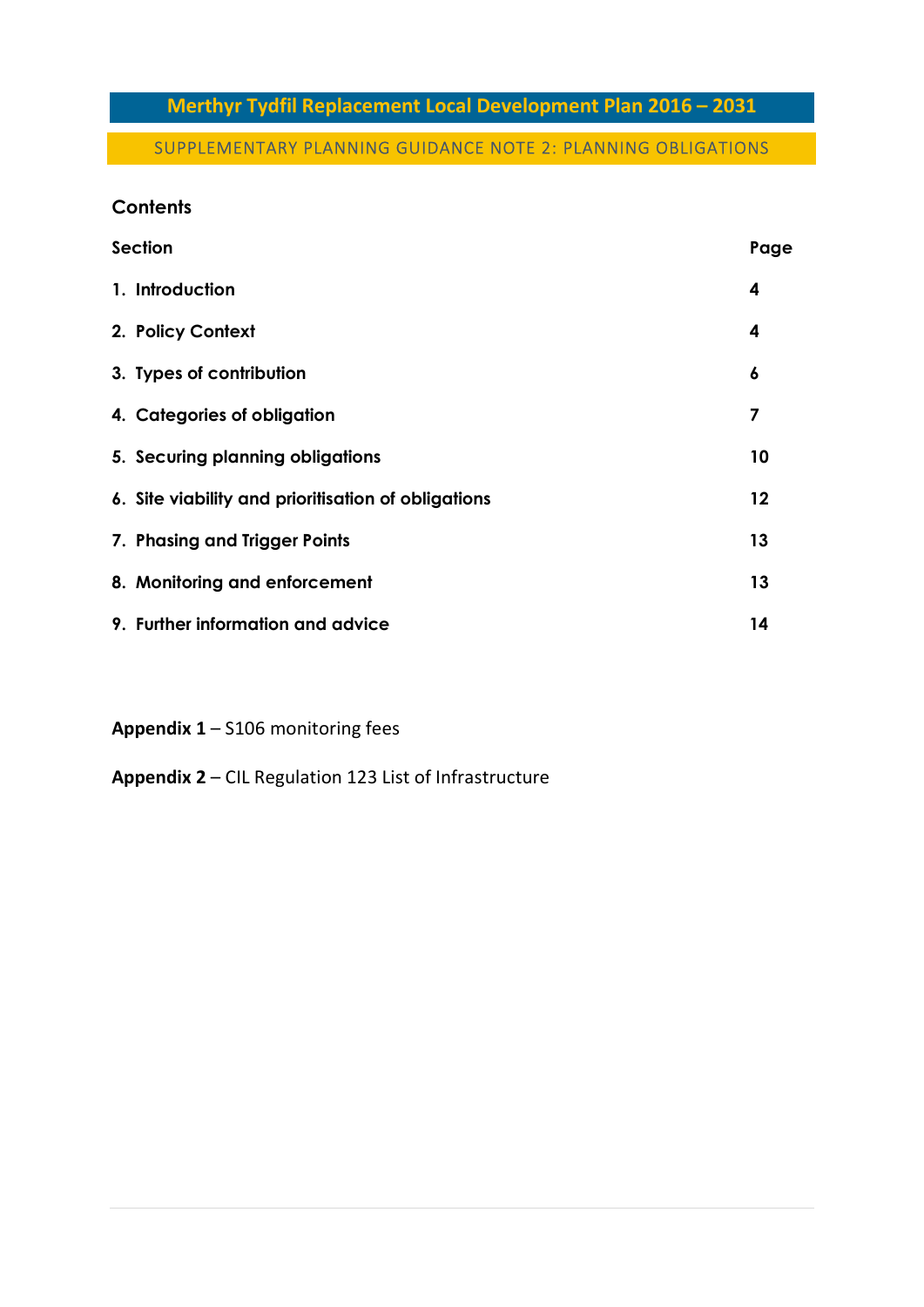# Merthyr Tydfil Replacement Local Development Plan 2016 – 2031

## SUPPLEMENTARY PLANNING GUIDANCE NOTE 2: PLANNING OBLIGATIONS

### Contents

| Section | Page |
| --- | --- |
| 1. Introduction | 4 |
| 2. Policy Context | 4 |
| 3. Types of contribution | 6 |
| 4. Categories of obligation | 7 |
| 5. Securing planning obligations | 10 |
| 6. Site viability and prioritisation of obligations | 12 |
| 7. Phasing and Trigger Points | 13 |
| 8. Monitoring and enforcement | 13 |
| 9. Further information and advice | 14 |

**Appendix 1** – S106 monitoring fees

**Appendix 2** – CIL Regulation 123 List of Infrastructure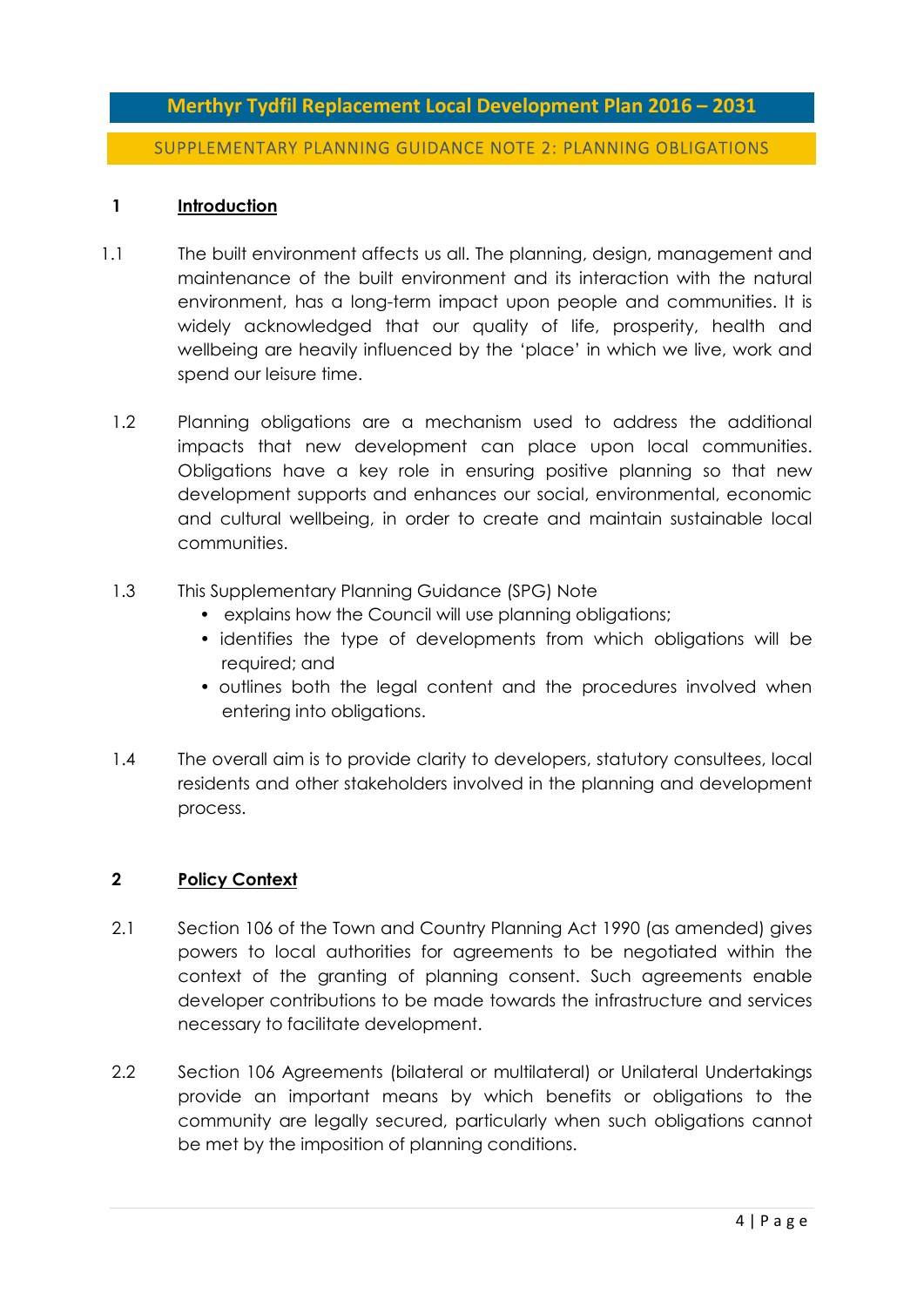# Merthyr Tydfil Replacement Local Development Plan 2016 – 2031

## SUPPLEMENTARY PLANNING GUIDANCE NOTE 2: PLANNING OBLIGATIONS

### 1 Introduction

1.1 The built environment affects us all. The planning, design, management and maintenance of the built environment and its interaction with the natural environment, has a long-term impact upon people and communities. It is widely acknowledged that our quality of life, prosperity, health and wellbeing are heavily influenced by the 'place' in which we live, work and spend our leisure time.

1.2 Planning obligations are a mechanism used to address the additional impacts that new development can place upon local communities. Obligations have a key role in ensuring positive planning so that new development supports and enhances our social, environmental, economic and cultural wellbeing, in order to create and maintain sustainable local communities.

1.3 This Supplementary Planning Guidance (SPG) Note

- explains how the Council will use planning obligations;
- identifies the type of developments from which obligations will be required; and
- outlines both the legal content and the procedures involved when entering into obligations.

1.4 The overall aim is to provide clarity to developers, statutory consultees, local residents and other stakeholders involved in the planning and development process.

### 2 Policy Context

2.1 Section 106 of the Town and Country Planning Act 1990 (as amended) gives powers to local authorities for agreements to be negotiated within the context of the granting of planning consent. Such agreements enable developer contributions to be made towards the infrastructure and services necessary to facilitate development.

2.2 Section 106 Agreements (bilateral or multilateral) or Unilateral Undertakings provide an important means by which benefits or obligations to the community are legally secured, particularly when such obligations cannot be met by the imposition of planning conditions.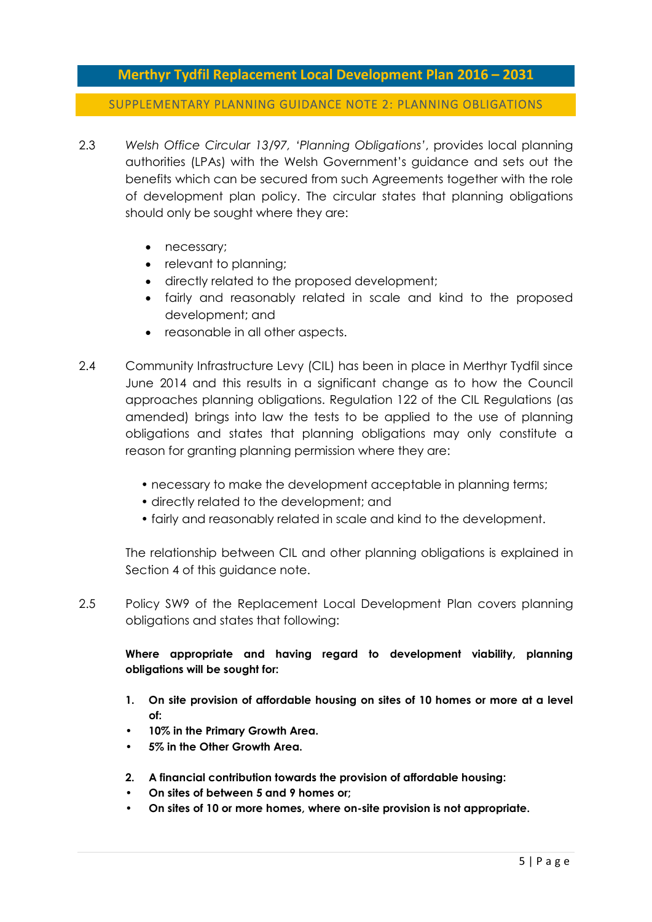2.3 *Welsh Office Circular 13/97, 'Planning Obligations'*, provides local planning authorities (LPAs) with the Welsh Government's guidance and sets out the benefits which can be secured from such Agreements together with the role of development plan policy. The circular states that planning obligations should only be sought where they are:

- necessary;
- relevant to planning;
- directly related to the proposed development;
- fairly and reasonably related in scale and kind to the proposed development; and
- reasonable in all other aspects.

2.4 Community Infrastructure Levy (CIL) has been in place in Merthyr Tydfil since June 2014 and this results in a significant change as to how the Council approaches planning obligations. Regulation 122 of the CIL Regulations (as amended) brings into law the tests to be applied to the use of planning obligations and states that planning obligations may only constitute a reason for granting planning permission where they are:

- necessary to make the development acceptable in planning terms;
- directly related to the development; and
- fairly and reasonably related in scale and kind to the development.

The relationship between CIL and other planning obligations is explained in Section 4 of this guidance note.

2.5 Policy SW9 of the Replacement Local Development Plan covers planning obligations and states that following:

**Where appropriate and having regard to development viability, planning obligations will be sought for:**

1. **On site provision of affordable housing on sites of 10 homes or more at a level of:**
   - **10% in the Primary Growth Area.**
   - **5% in the Other Growth Area.**

2. **A financial contribution towards the provision of affordable housing:**
   - **On sites of between 5 and 9 homes or;**
   - **On sites of 10 or more homes, where on-site provision is not appropriate.**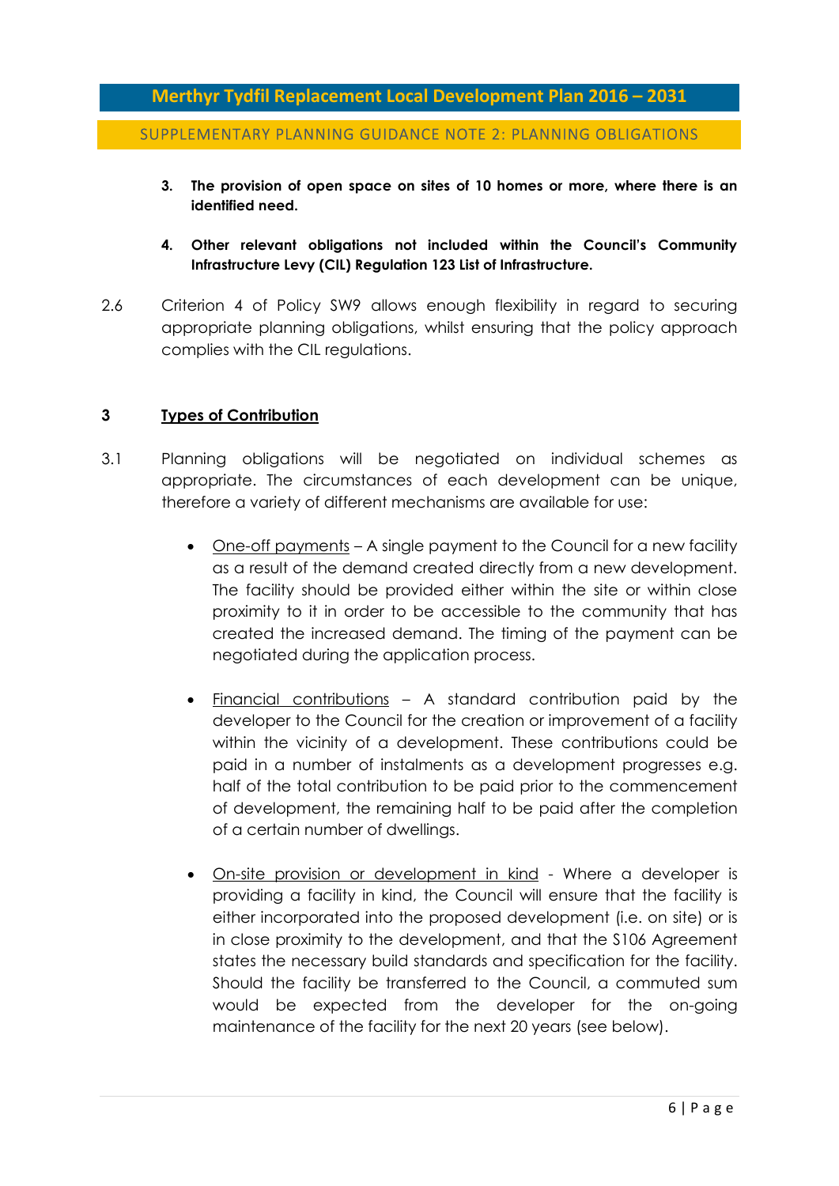3. **The provision of open space on sites of 10 homes or more, where there is an identified need.**

4. **Other relevant obligations not included within the Council's Community Infrastructure Levy (CIL) Regulation 123 List of Infrastructure.**

2.6 Criterion 4 of Policy SW9 allows enough flexibility in regard to securing appropriate planning obligations, whilst ensuring that the policy approach complies with the CIL regulations.

## 3 Types of Contribution

3.1 Planning obligations will be negotiated on individual schemes as appropriate. The circumstances of each development can be unique, therefore a variety of different mechanisms are available for use:

- One-off payments – A single payment to the Council for a new facility as a result of the demand created directly from a new development. The facility should be provided either within the site or within close proximity to it in order to be accessible to the community that has created the increased demand. The timing of the payment can be negotiated during the application process.

- Financial contributions – A standard contribution paid by the developer to the Council for the creation or improvement of a facility within the vicinity of a development. These contributions could be paid in a number of instalments as a development progresses e.g. half of the total contribution to be paid prior to the commencement of development, the remaining half to be paid after the completion of a certain number of dwellings.

- On-site provision or development in kind - Where a developer is providing a facility in kind, the Council will ensure that the facility is either incorporated into the proposed development (i.e. on site) or is in close proximity to the development, and that the S106 Agreement states the necessary build standards and specification for the facility. Should the facility be transferred to the Council, a commuted sum would be expected from the developer for the on-going maintenance of the facility for the next 20 years (see below).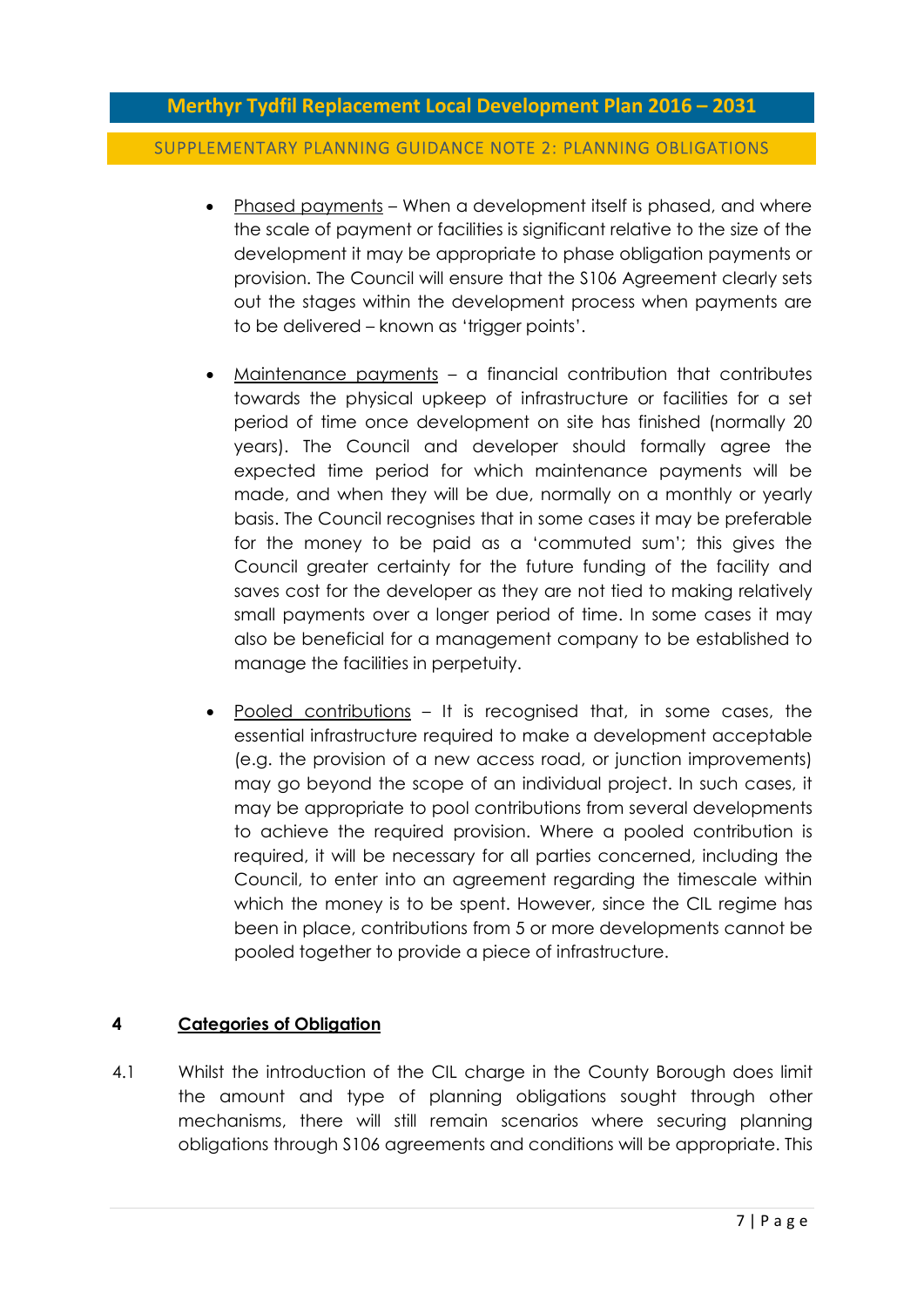- Phased payments – When a development itself is phased, and where the scale of payment or facilities is significant relative to the size of the development it may be appropriate to phase obligation payments or provision. The Council will ensure that the S106 Agreement clearly sets out the stages within the development process when payments are to be delivered – known as 'trigger points'.

- Maintenance payments – a financial contribution that contributes towards the physical upkeep of infrastructure or facilities for a set period of time once development on site has finished (normally 20 years). The Council and developer should formally agree the expected time period for which maintenance payments will be made, and when they will be due, normally on a monthly or yearly basis. The Council recognises that in some cases it may be preferable for the money to be paid as a 'commuted sum'; this gives the Council greater certainty for the future funding of the facility and saves cost for the developer as they are not tied to making relatively small payments over a longer period of time. In some cases it may also be beneficial for a management company to be established to manage the facilities in perpetuity.

- Pooled contributions – It is recognised that, in some cases, the essential infrastructure required to make a development acceptable (e.g. the provision of a new access road, or junction improvements) may go beyond the scope of an individual project. In such cases, it may be appropriate to pool contributions from several developments to achieve the required provision. Where a pooled contribution is required, it will be necessary for all parties concerned, including the Council, to enter into an agreement regarding the timescale within which the money is to be spent. However, since the CIL regime has been in place, contributions from 5 or more developments cannot be pooled together to provide a piece of infrastructure.

## 4 Categories of Obligation

4.1 Whilst the introduction of the CIL charge in the County Borough does limit the amount and type of planning obligations sought through other mechanisms, there will still remain scenarios where securing planning obligations through S106 agreements and conditions will be appropriate. This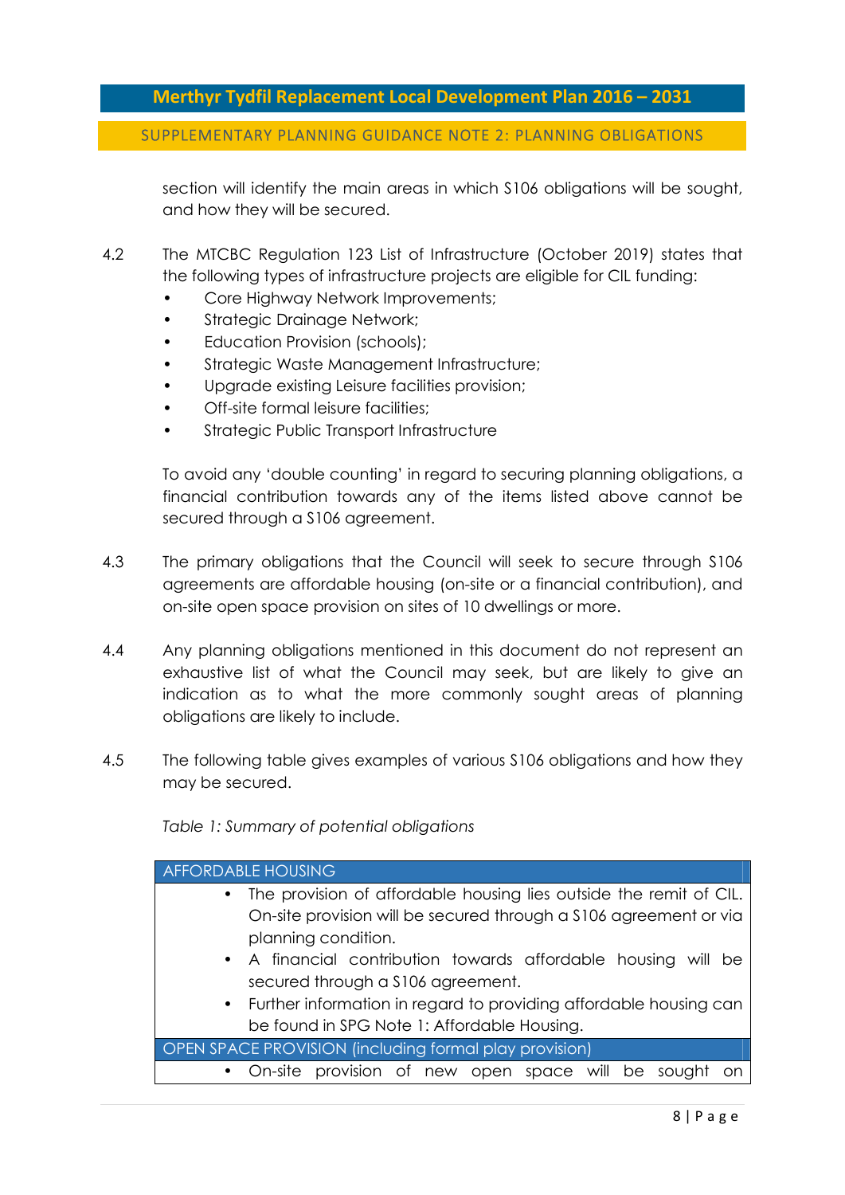section will identify the main areas in which S106 obligations will be sought, and how they will be secured.

4.2 The MTCBC Regulation 123 List of Infrastructure (October 2019) states that the following types of infrastructure projects are eligible for CIL funding:

- Core Highway Network Improvements;
- Strategic Drainage Network;
- Education Provision (schools);
- Strategic Waste Management Infrastructure;
- Upgrade existing Leisure facilities provision;
- Off-site formal leisure facilities;
- Strategic Public Transport Infrastructure

To avoid any 'double counting' in regard to securing planning obligations, a financial contribution towards any of the items listed above cannot be secured through a S106 agreement.

4.3 The primary obligations that the Council will seek to secure through S106 agreements are affordable housing (on-site or a financial contribution), and on-site open space provision on sites of 10 dwellings or more.

4.4 Any planning obligations mentioned in this document do not represent an exhaustive list of what the Council may seek, but are likely to give an indication as to what the more commonly sought areas of planning obligations are likely to include.

4.5 The following table gives examples of various S106 obligations and how they may be secured.

*Table 1: Summary of potential obligations*

| AFFORDABLE HOUSING |
| --- |
| • The provision of affordable housing lies outside the remit of CIL. On-site provision will be secured through a S106 agreement or via planning condition. <br> • A financial contribution towards affordable housing will be secured through a S106 agreement. <br> • Further information in regard to providing affordable housing can be found in SPG Note 1: Affordable Housing. |
| OPEN SPACE PROVISION (including formal play provision) |
| • On-site provision of new open space will be sought on |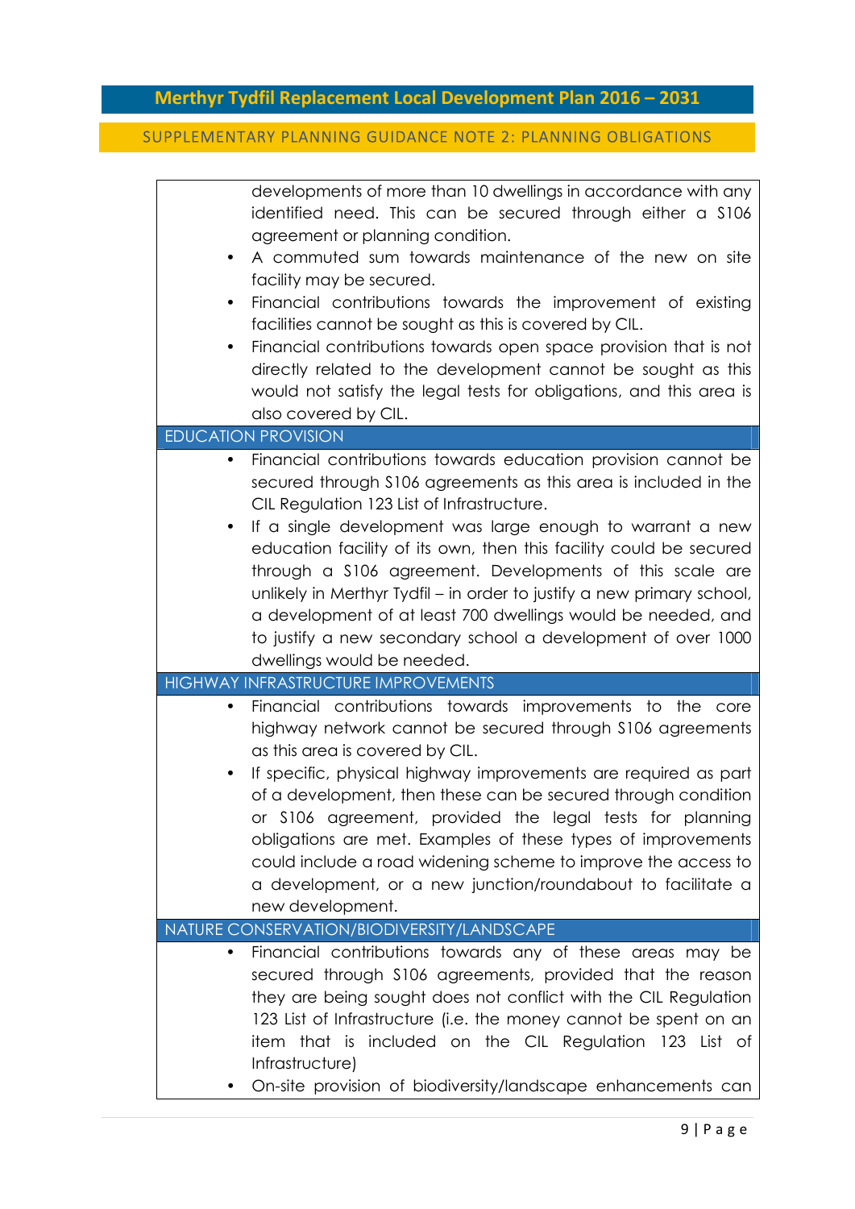| |
|---|
| developments of more than 10 dwellings in accordance with any identified need. This can be secured through either a S106 agreement or planning condition.<br>• A commuted sum towards maintenance of the new on site facility may be secured.<br>• Financial contributions towards the improvement of existing facilities cannot be sought as this is covered by CIL.<br>• Financial contributions towards open space provision that is not directly related to the development cannot be sought as this would not satisfy the legal tests for obligations, and this area is also covered by CIL. |
| EDUCATION PROVISION |
| • Financial contributions towards education provision cannot be secured through S106 agreements as this area is included in the CIL Regulation 123 List of Infrastructure.<br>• If a single development was large enough to warrant a new education facility of its own, then this facility could be secured through a S106 agreement. Developments of this scale are unlikely in Merthyr Tydfil – in order to justify a new primary school, a development of at least 700 dwellings would be needed, and to justify a new secondary school a development of over 1000 dwellings would be needed. |
| HIGHWAY INFRASTRUCTURE IMPROVEMENTS |
| • Financial contributions towards improvements to the core highway network cannot be secured through S106 agreements as this area is covered by CIL.<br>• If specific, physical highway improvements are required as part of a development, then these can be secured through condition or S106 agreement, provided the legal tests for planning obligations are met. Examples of these types of improvements could include a road widening scheme to improve the access to a development, or a new junction/roundabout to facilitate a new development. |
| NATURE CONSERVATION/BIODIVERSITY/LANDSCAPE |
| • Financial contributions towards any of these areas may be secured through S106 agreements, provided that the reason they are being sought does not conflict with the CIL Regulation 123 List of Infrastructure (i.e. the money cannot be spent on an item that is included on the CIL Regulation 123 List of Infrastructure)<br>• On-site provision of biodiversity/landscape enhancements can |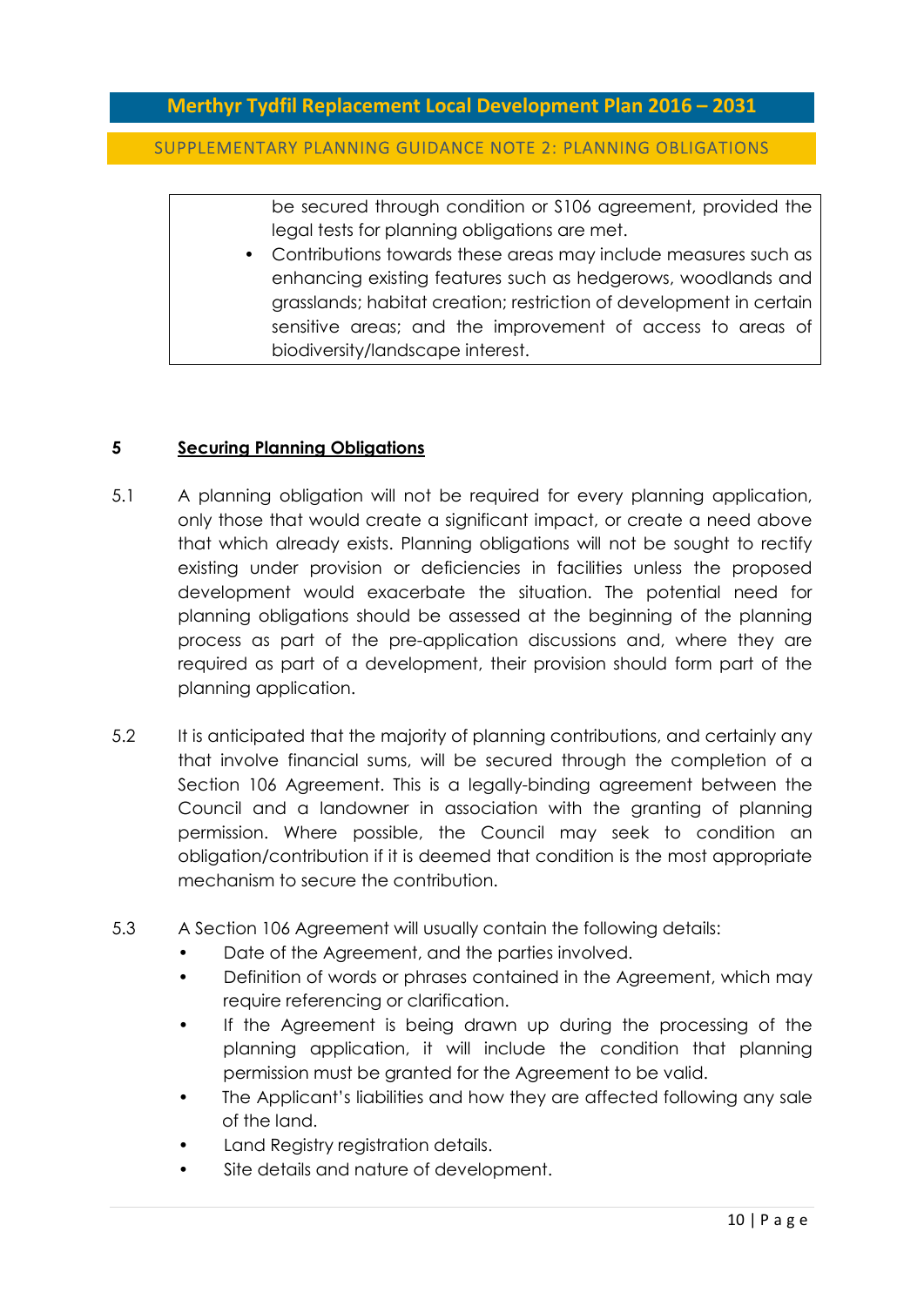be secured through condition or S106 agreement, provided the legal tests for planning obligations are met.

- Contributions towards these areas may include measures such as enhancing existing features such as hedgerows, woodlands and grasslands; habitat creation; restriction of development in certain sensitive areas; and the improvement of access to areas of biodiversity/landscape interest.

## 5 Securing Planning Obligations

5.1 A planning obligation will not be required for every planning application, only those that would create a significant impact, or create a need above that which already exists. Planning obligations will not be sought to rectify existing under provision or deficiencies in facilities unless the proposed development would exacerbate the situation. The potential need for planning obligations should be assessed at the beginning of the planning process as part of the pre-application discussions and, where they are required as part of a development, their provision should form part of the planning application.

5.2 It is anticipated that the majority of planning contributions, and certainly any that involve financial sums, will be secured through the completion of a Section 106 Agreement. This is a legally-binding agreement between the Council and a landowner in association with the granting of planning permission. Where possible, the Council may seek to condition an obligation/contribution if it is deemed that condition is the most appropriate mechanism to secure the contribution.

5.3 A Section 106 Agreement will usually contain the following details:

- Date of the Agreement, and the parties involved.
- Definition of words or phrases contained in the Agreement, which may require referencing or clarification.
- If the Agreement is being drawn up during the processing of the planning application, it will include the condition that planning permission must be granted for the Agreement to be valid.
- The Applicant's liabilities and how they are affected following any sale of the land.
- Land Registry registration details.
- Site details and nature of development.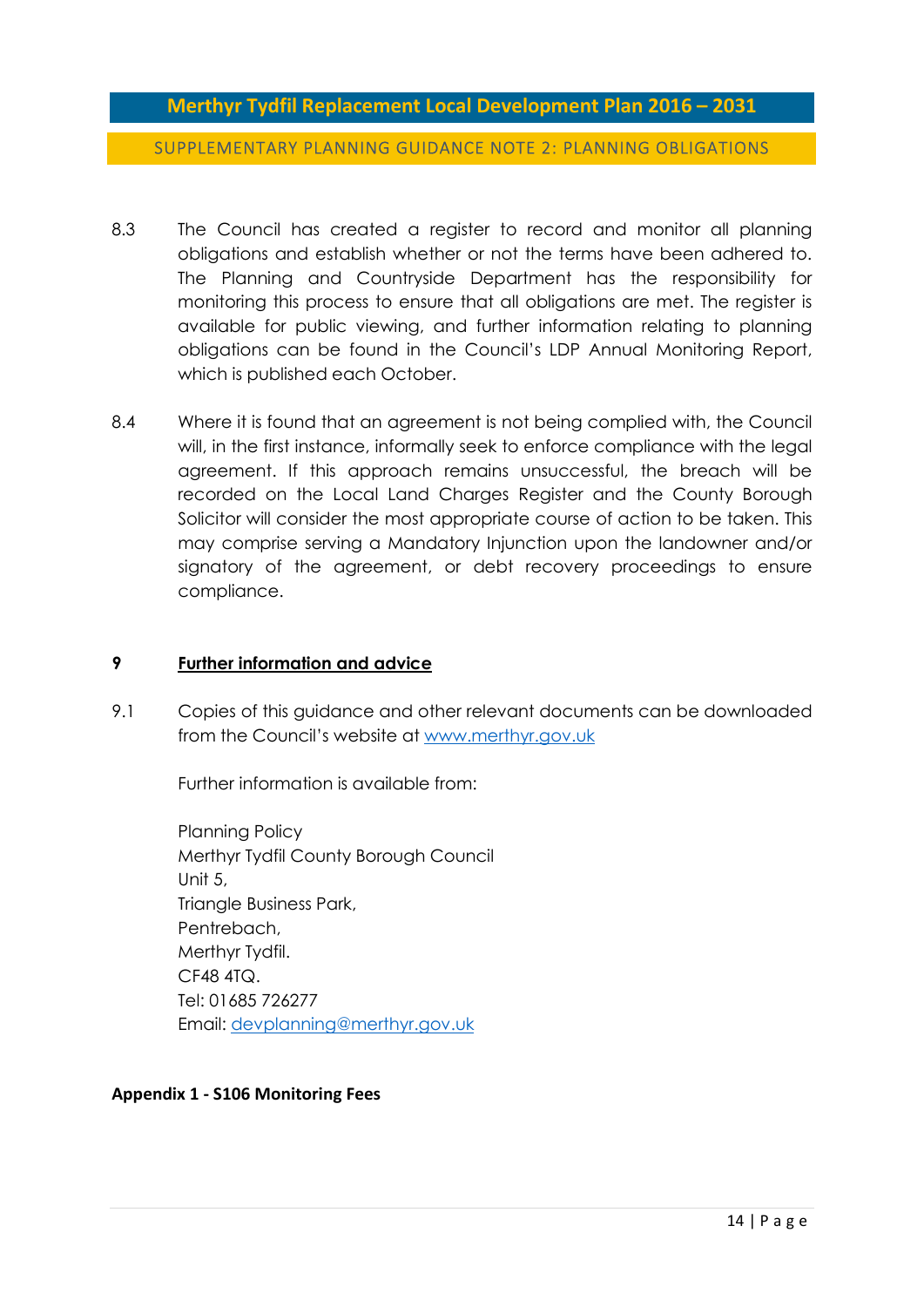8.3 The Council has created a register to record and monitor all planning obligations and establish whether or not the terms have been adhered to. The Planning and Countryside Department has the responsibility for monitoring this process to ensure that all obligations are met. The register is available for public viewing, and further information relating to planning obligations can be found in the Council's LDP Annual Monitoring Report, which is published each October.

8.4 Where it is found that an agreement is not being complied with, the Council will, in the first instance, informally seek to enforce compliance with the legal agreement. If this approach remains unsuccessful, the breach will be recorded on the Local Land Charges Register and the County Borough Solicitor will consider the most appropriate course of action to be taken. This may comprise serving a Mandatory Injunction upon the landowner and/or signatory of the agreement, or debt recovery proceedings to ensure compliance.

## 9 Further information and advice

9.1 Copies of this guidance and other relevant documents can be downloaded from the Council's website at [www.merthyr.gov.uk](http://www.merthyr.gov.uk)

Further information is available from:

Planning Policy
Merthyr Tydfil County Borough Council
Unit 5,
Triangle Business Park,
Pentrebach,
Merthyr Tydfil.
CF48 4TQ.
Tel: 01685 726277
Email: [devplanning@merthyr.gov.uk](mailto:devplanning@merthyr.gov.uk)

**Appendix 1 - S106 Monitoring Fees**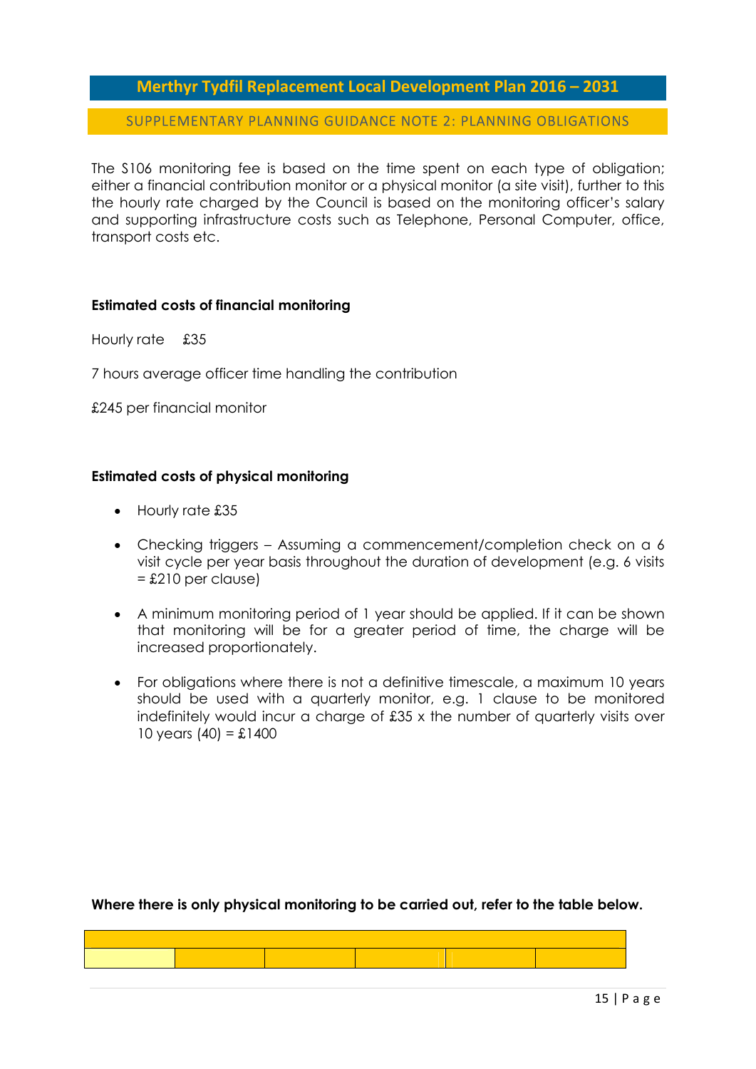The S106 monitoring fee is based on the time spent on each type of obligation; either a financial contribution monitor or a physical monitor (a site visit), further to this the hourly rate charged by the Council is based on the monitoring officer's salary and supporting infrastructure costs such as Telephone, Personal Computer, office, transport costs etc.

**Estimated costs of financial monitoring**

Hourly rate £35

7 hours average officer time handling the contribution

£245 per financial monitor

**Estimated costs of physical monitoring**

- Hourly rate £35
- Checking triggers – Assuming a commencement/completion check on a 6 visit cycle per year basis throughout the duration of development (e.g. 6 visits = £210 per clause)
- A minimum monitoring period of 1 year should be applied. If it can be shown that monitoring will be for a greater period of time, the charge will be increased proportionately.
- For obligations where there is not a definitive timescale, a maximum 10 years should be used with a quarterly monitor, e.g. 1 clause to be monitored indefinitely would incur a charge of £35 x the number of quarterly visits over 10 years (40) = £1400

**Where there is only physical monitoring to be carried out, refer to the table below.**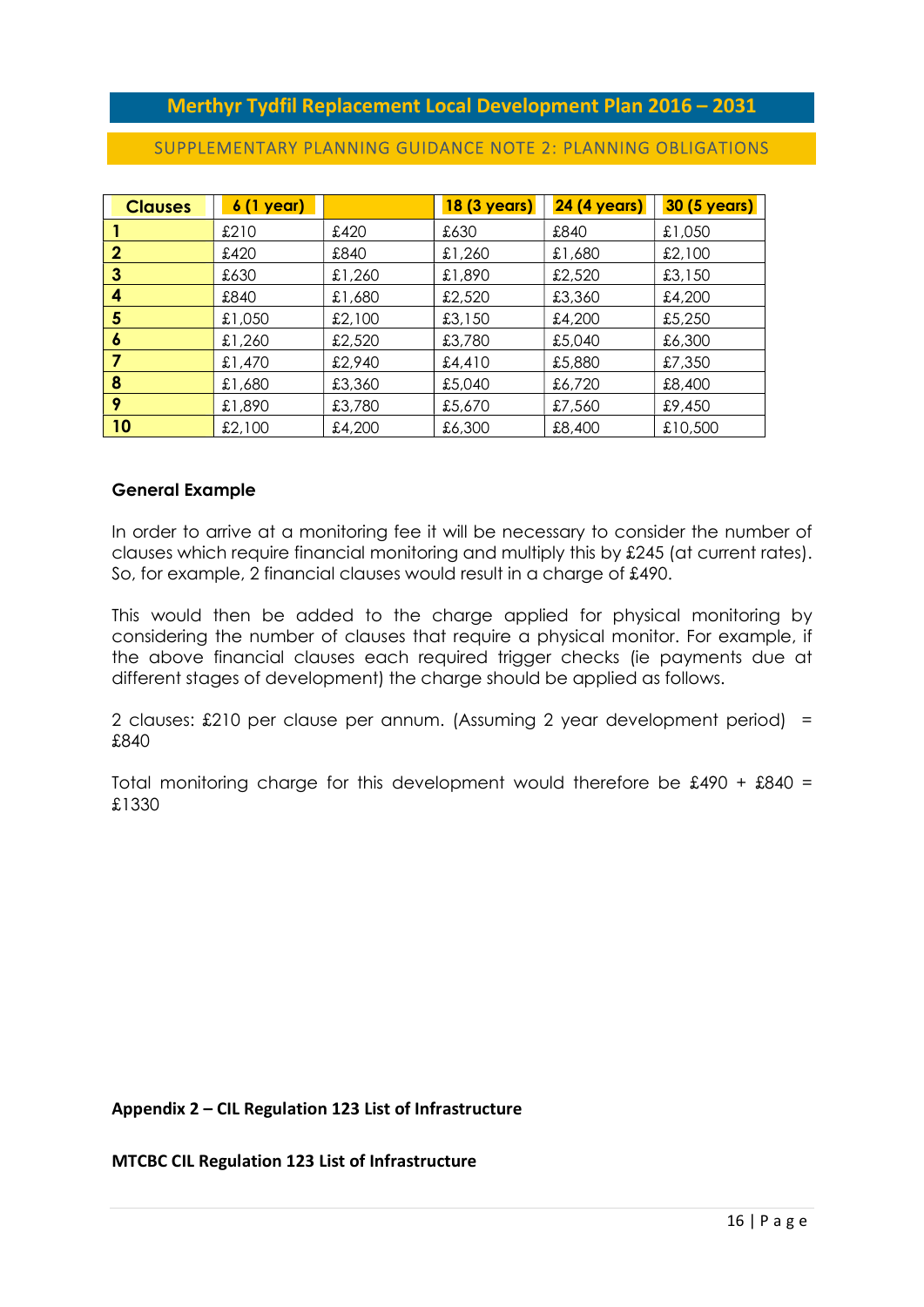| Clauses | 6 (1 year) | | 18 (3 years) | 24 (4 years) | 30 (5 years) |
|---|---|---|---|---|---|
| 1 | £210 | £420 | £630 | £840 | £1,050 |
| 2 | £420 | £840 | £1,260 | £1,680 | £2,100 |
| 3 | £630 | £1,260 | £1,890 | £2,520 | £3,150 |
| 4 | £840 | £1,680 | £2,520 | £3,360 | £4,200 |
| 5 | £1,050 | £2,100 | £3,150 | £4,200 | £5,250 |
| 6 | £1,260 | £2,520 | £3,780 | £5,040 | £6,300 |
| 7 | £1,470 | £2,940 | £4,410 | £5,880 | £7,350 |
| 8 | £1,680 | £3,360 | £5,040 | £6,720 | £8,400 |
| 9 | £1,890 | £3,780 | £5,670 | £7,560 | £9,450 |
| 10 | £2,100 | £4,200 | £6,300 | £8,400 | £10,500 |

**General Example**

In order to arrive at a monitoring fee it will be necessary to consider the number of clauses which require financial monitoring and multiply this by £245 (at current rates). So, for example, 2 financial clauses would result in a charge of £490.

This would then be added to the charge applied for physical monitoring by considering the number of clauses that require a physical monitor. For example, if the above financial clauses each required trigger checks (ie payments due at different stages of development) the charge should be applied as follows.

2 clauses: £210 per clause per annum. (Assuming 2 year development period) = £840

Total monitoring charge for this development would therefore be £490 + £840 = £1330

**Appendix 2 – CIL Regulation 123 List of Infrastructure**

**MTCBC CIL Regulation 123 List of Infrastructure**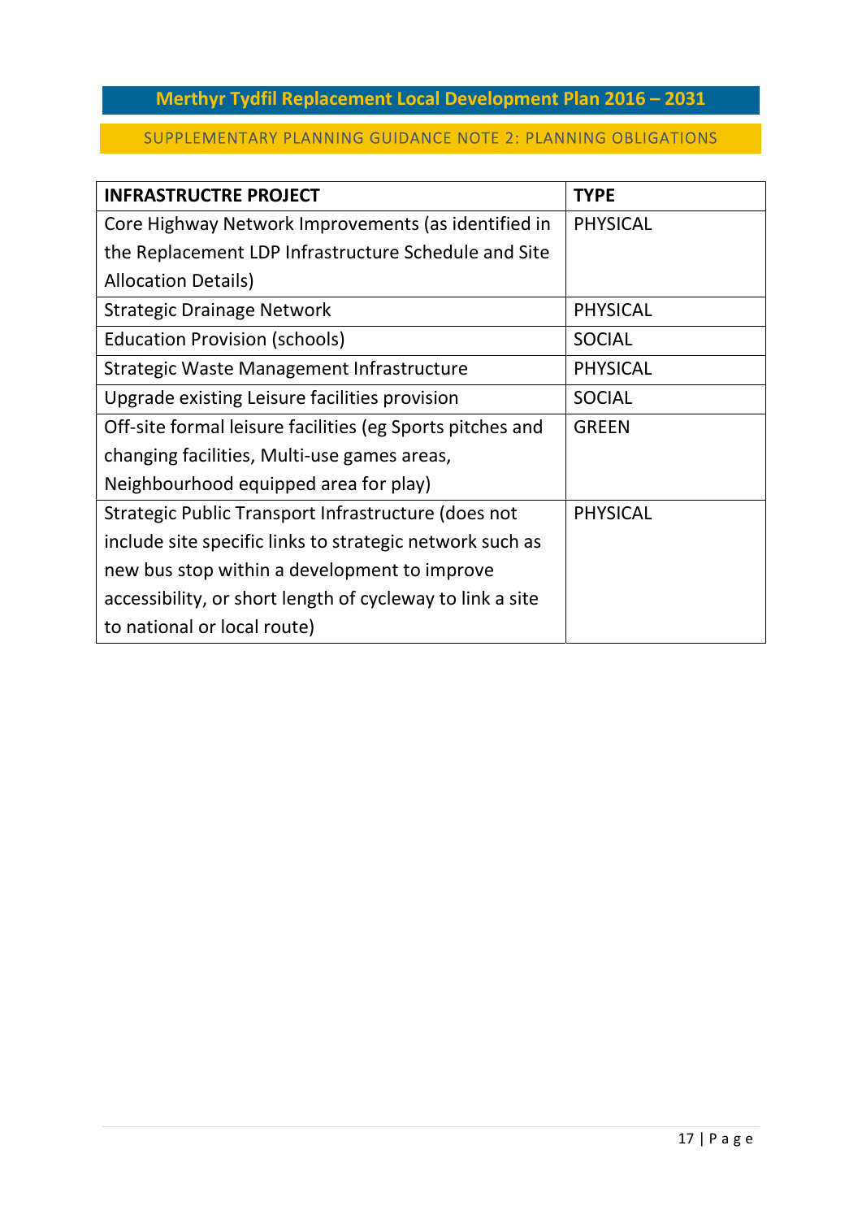| **INFRASTRUCTRE PROJECT** | **TYPE** |
|---|---|
| Core Highway Network Improvements (as identified in the Replacement LDP Infrastructure Schedule and Site Allocation Details) | PHYSICAL |
| Strategic Drainage Network | PHYSICAL |
| Education Provision (schools) | SOCIAL |
| Strategic Waste Management Infrastructure | PHYSICAL |
| Upgrade existing Leisure facilities provision | SOCIAL |
| Off-site formal leisure facilities (eg Sports pitches and changing facilities, Multi-use games areas, Neighbourhood equipped area for play) | GREEN |
| Strategic Public Transport Infrastructure (does not include site specific links to strategic network such as new bus stop within a development to improve accessibility, or short length of cycleway to link a site to national or local route) | PHYSICAL |